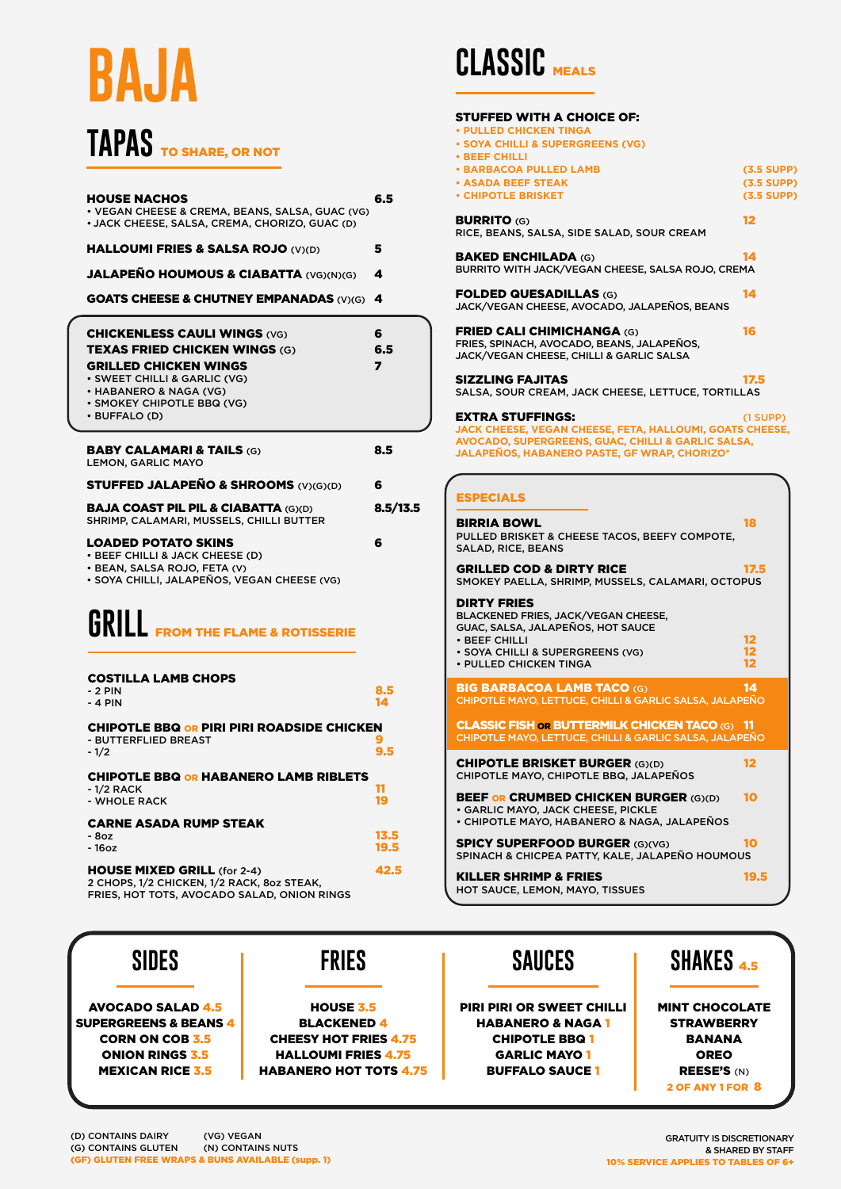# BAJA

## TAPAS TO SHARE, OR NOT

**HOUSE NACHOS** 6.5
- VEGAN CHEESE & CREMA, BEANS, SALSA, GUAC (VG)
- JACK CHEESE, SALSA, CREMA, CHORIZO, GUAC (D)

**HALLOUMI FRIES & SALSA ROJO** (V)(D) 5

**JALAPEÑO HOUMOUS & CIABATTA** (VG)(N)(G) 4

**GOATS CHEESE & CHUTNEY EMPANADAS** (V)(G) 4

**CHICKENLESS CAULI WINGS** (VG) 6

**TEXAS FRIED CHICKEN WINGS** (G) 6.5

**GRILLED CHICKEN WINGS** 7
- SWEET CHILLI & GARLIC (VG)
- HABANERO & NAGA (VG)
- SMOKEY CHIPOTLE BBQ (VG)
- BUFFALO (D)

**BABY CALAMARI & TAILS** (G) 8.5
LEMON, GARLIC MAYO

**STUFFED JALAPEÑO & SHROOMS** (V)(G)(D) 6

**BAJA COAST PIL PIL & CIABATTA** (G)(D) 8.5/13.5
SHRIMP, CALAMARI, MUSSELS, CHILLI BUTTER

**LOADED POTATO SKINS** 6
- BEEF CHILLI & JACK CHEESE (D)
- BEAN, SALSA ROJO, FETA (V)
- SOYA CHILLI, JALAPEÑOS, VEGAN CHEESE (VG)

## GRILL FROM THE FLAME & ROTISSERIE

**COSTILLA LAMB CHOPS**
- 2 PIN 8.5
- 4 PIN 14

**CHIPOTLE BBQ OR PIRI PIRI ROADSIDE CHICKEN**
- BUTTERFLIED BREAST 9
- 1/2 9.5

**CHIPOTLE BBQ OR HABANERO LAMB RIBLETS**
- 1/2 RACK 11
- WHOLE RACK 19

**CARNE ASADA RUMP STEAK**
- 8oz 13.5
- 16oz 19.5

**HOUSE MIXED GRILL** (for 2-4) 42.5
2 CHOPS, 1/2 CHICKEN, 1/2 RACK, 8oz STEAK, FRIES, HOT TOTS, AVOCADO SALAD, ONION RINGS

## CLASSIC MEALS

**STUFFED WITH A CHOICE OF:**
- PULLED CHICKEN TINGA
- SOYA CHILLI & SUPERGREENS (VG)
- BEEF CHILLI
- BARBACOA PULLED LAMB (3.5 SUPP)
- ASADA BEEF STEAK (3.5 SUPP)
- CHIPOTLE BRISKET (3.5 SUPP)

**BURRITO** (G) 12
RICE, BEANS, SALSA, SIDE SALAD, SOUR CREAM

**BAKED ENCHILADA** (G) 14
BURRITO WITH JACK/VEGAN CHEESE, SALSA ROJO, CREMA

**FOLDED QUESADILLAS** (G) 14
JACK/VEGAN CHEESE, AVOCADO, JALAPEÑOS, BEANS

**FRIED CALI CHIMICHANGA** (G) 16
FRIES, SPINACH, AVOCADO, BEANS, JALAPEÑOS, JACK/VEGAN CHEESE, CHILLI & GARLIC SALSA

**SIZZLING FAJITAS** 17.5
SALSA, SOUR CREAM, JACK CHEESE, LETTUCE, TORTILLAS

**EXTRA STUFFINGS:** (1 SUPP)
JACK CHEESE, VEGAN CHEESE, FETA, HALLOUMI, GOATS CHEESE, AVOCADO, SUPERGREENS, GUAC, CHILLI & GARLIC SALSA, JALAPEÑOS, HABANERO PASTE, GF WRAP, CHORIZO*

### ESPECIALS

**BIRRIA BOWL** 18
PULLED BRISKET & CHEESE TACOS, BEEFY COMPOTE, SALAD, RICE, BEANS

**GRILLED COD & DIRTY RICE** 17.5
SMOKEY PAELLA, SHRIMP, MUSSELS, CALAMARI, OCTOPUS

**DIRTY FRIES**
BLACKENED FRIES, JACK/VEGAN CHEESE, GUAC, SALSA, JALAPEÑOS, HOT SAUCE
- BEEF CHILLI 12
- SOYA CHILLI & SUPERGREENS (VG) 12
- PULLED CHICKEN TINGA 12

**BIG BARBACOA LAMB TACO** (G) 14
CHIPOTLE MAYO, LETTUCE, CHILLI & GARLIC SALSA, JALAPEÑO

**CLASSIC FISH OR BUTTERMILK CHICKEN TACO** (G) 11
CHIPOTLE MAYO, LETTUCE, CHILLI & GARLIC SALSA, JALAPEÑO

**CHIPOTLE BRISKET BURGER** (G)(D) 12
CHIPOTLE MAYO, CHIPOTLE BBQ, JALAPEÑOS

**BEEF OR CRUMBED CHICKEN BURGER** (G)(D) 10
- GARLIC MAYO, JACK CHEESE, PICKLE
- CHIPOTLE MAYO, HABANERO & NAGA, JALAPEÑOS

**SPICY SUPERFOOD BURGER** (G)(VG) 10
SPINACH & CHICPEA PATTY, KALE, JALAPEÑO HOUMOUS

**KILLER SHRIMP & FRIES** 19.5
HOT SAUCE, LEMON, MAYO, TISSUES

## SIDES

- AVOCADO SALAD 4.5
- SUPERGREENS & BEANS 4
- CORN ON COB 3.5
- ONION RINGS 3.5
- MEXICAN RICE 3.5

## FRIES

- HOUSE 3.5
- BLACKENED 4
- CHEESY HOT FRIES 4.75
- HALLOUMI FRIES 4.75
- HABANERO HOT TOTS 4.75

## SAUCES

- PIRI PIRI OR SWEET CHILLI
- HABANERO & NAGA 1
- CHIPOTLE BBQ 1
- GARLIC MAYO 1
- BUFFALO SAUCE 1

## SHAKES 4.5

- MINT CHOCOLATE
- STRAWBERRY
- BANANA
- OREO
- REESE'S (N)

2 OF ANY 1 FOR 8

(D) CONTAINS DAIRY
(G) CONTAINS GLUTEN
(VG) VEGAN
(N) CONTAINS NUTS
(GF) GLUTEN FREE WRAPS & BUNS AVAILABLE (supp. 1)

GRATUITY IS DISCRETIONARY & SHARED BY STAFF
10% SERVICE APPLIES TO TABLES OF 6+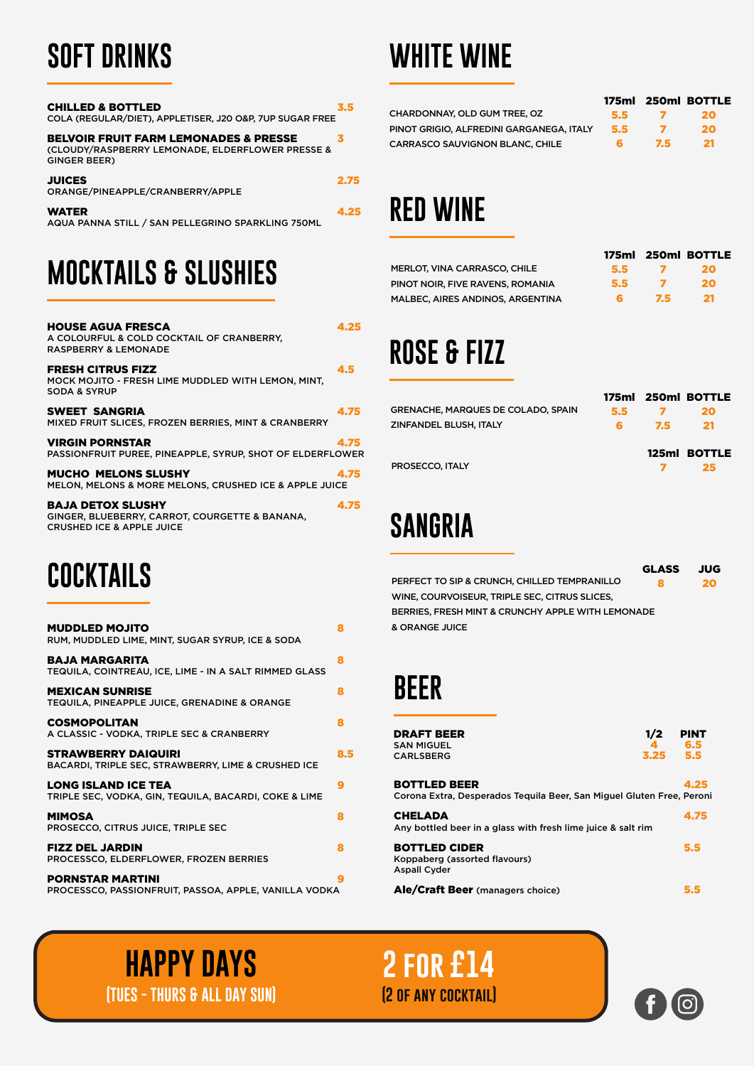# SOFT DRINKS

**CHILLED & BOTTLED** 3.5
COLA (REGULAR/DIET), APPLETISER, J20 O&P, 7UP SUGAR FREE

**BELVOIR FRUIT FARM LEMONADES & PRESSE** 3
(CLOUDY/RASPBERRY LEMONADE, ELDERFLOWER PRESSE & GINGER BEER)

**JUICES** 2.75
ORANGE/PINEAPPLE/CRANBERRY/APPLE

**WATER** 4.25
AQUA PANNA STILL / SAN PELLEGRINO SPARKLING 750ML

# MOCKTAILS & SLUSHIES

**HOUSE AGUA FRESCA** 4.25
A COLOURFUL & COLD COCKTAIL OF CRANBERRY, RASPBERRY & LEMONADE

**FRESH CITRUS FIZZ** 4.5
MOCK MOJITO - FRESH LIME MUDDLED WITH LEMON, MINT, SODA & SYRUP

**SWEET SANGRIA** 4.75
MIXED FRUIT SLICES, FROZEN BERRIES, MINT & CRANBERRY

**VIRGIN PORNSTAR** 4.75
PASSIONFRUIT PUREE, PINEAPPLE, SYRUP, SHOT OF ELDERFLOWER

**MUCHO MELONS SLUSHY** 4.75
MELON, MELONS & MORE MELONS, CRUSHED ICE & APPLE JUICE

**BAJA DETOX SLUSHY** 4.75
GINGER, BLUEBERRY, CARROT, COURGETTE & BANANA, CRUSHED ICE & APPLE JUICE

# COCKTAILS

**MUDDLED MOJITO** 8
RUM, MUDDLED LIME, MINT, SUGAR SYRUP, ICE & SODA

**BAJA MARGARITA** 8
TEQUILA, COINTREAU, ICE, LIME - IN A SALT RIMMED GLASS

**MEXICAN SUNRISE** 8
TEQUILA, PINEAPPLE JUICE, GRENADINE & ORANGE

**COSMOPOLITAN** 8
A CLASSIC - VODKA, TRIPLE SEC & CRANBERRY

**STRAWBERRY DAIQUIRI** 8.5
BACARDI, TRIPLE SEC, STRAWBERRY, LIME & CRUSHED ICE

**LONG ISLAND ICE TEA** 9
TRIPLE SEC, VODKA, GIN, TEQUILA, BACARDI, COKE & LIME

**MIMOSA** 8
PROSECCO, CITRUS JUICE, TRIPLE SEC

**FIZZ DEL JARDIN** 8
PROCESSCO, ELDERFLOWER, FROZEN BERRIES

**PORNSTAR MARTINI** 9
PROCESSCO, PASSIONFRUIT, PASSOA, APPLE, VANILLA VODKA

# WHITE WINE

| | 175ml | 250ml | BOTTLE |
|---|---|---|---|
| CHARDONNAY, OLD GUM TREE, OZ | 5.5 | 7 | 20 |
| PINOT GRIGIO, ALFREDINI GARGANEGA, ITALY | 5.5 | 7 | 20 |
| CARRASCO SAUVIGNON BLANC, CHILE | 6 | 7.5 | 21 |

# RED WINE

| | 175ml | 250ml | BOTTLE |
|---|---|---|---|
| MERLOT, VINA CARRASCO, CHILE | 5.5 | 7 | 20 |
| PINOT NOIR, FIVE RAVENS, ROMANIA | 5.5 | 7 | 20 |
| MALBEC, AIRES ANDINOS, ARGENTINA | 6 | 7.5 | 21 |

# ROSE & FIZZ

| | 175ml | 250ml | BOTTLE |
|---|---|---|---|
| GRENACHE, MARQUES DE COLADO, SPAIN | 5.5 | 7 | 20 |
| ZINFANDEL BLUSH, ITALY | 6 | 7.5 | 21 |

| | 125ml | BOTTLE |
|---|---|---|
| PROSECCO, ITALY | 7 | 25 |

# SANGRIA

| | GLASS | JUG |
|---|---|---|
| PERFECT TO SIP & CRUNCH, CHILLED TEMPRANILLO WINE, COURVOISEUR, TRIPLE SEC, CITRUS SLICES, BERRIES, FRESH MINT & CRUNCHY APPLE WITH LEMONADE & ORANGE JUICE | 8 | 20 |

# BEER

| DRAFT BEER | 1/2 | PINT |
|---|---|---|
| SAN MIGUEL | 4 | 6.5 |
| CARLSBERG | 3.25 | 5.5 |

**BOTTLED BEER** 4.25
Corona Extra, Desperados Tequila Beer, San Miguel Gluten Free, Peroni

**CHELADA** 4.75
Any bottled beer in a glass with fresh lime juice & salt rim

**BOTTLED CIDER** 5.5
Koppaberg (assorted flavours)
Aspall Cyder

**Ale/Craft Beer** (managers choice) 5.5

## HAPPY DAYS
(TUES - THURS & ALL DAY SUN)

## 2 FOR £14
(2 OF ANY COCKTAIL)